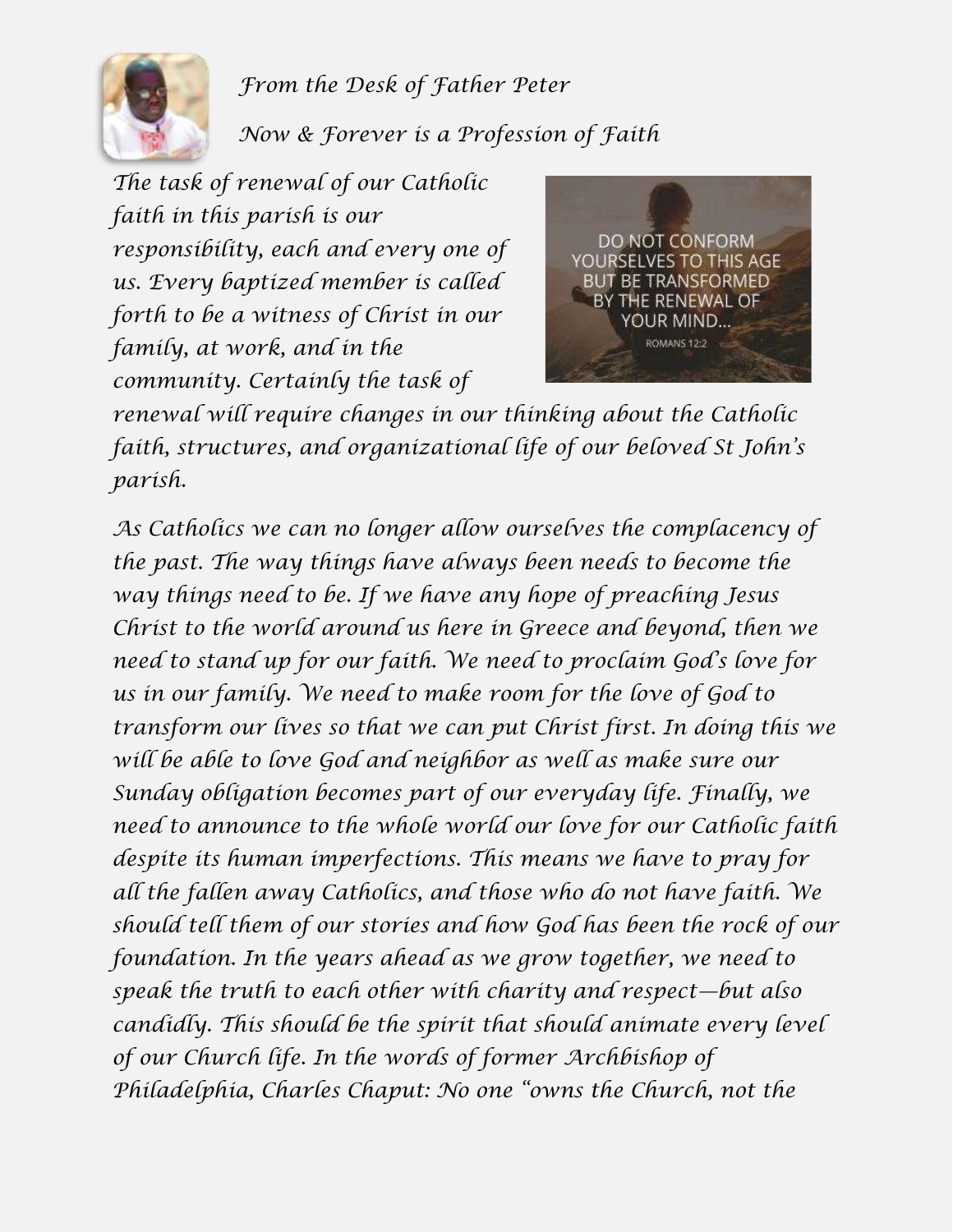*From the Desk of Father Peter*

*Now & Forever is a Profession of Faith*

*The task of renewal of our Catholic faith in this parish is our responsibility, each and every one of us. Every baptized member is called forth to be a witness of Christ in our family, at work, and in the community. Certainly the task of renewal will require changes in our thinking about the Catholic faith, structures, and organizational life of our beloved St John's parish.*

*As Catholics we can no longer allow ourselves the complacency of the past. The way things have always been needs to become the way things need to be. If we have any hope of preaching Jesus Christ to the world around us here in Greece and beyond, then we need to stand up for our faith. We need to proclaim God's love for us in our family. We need to make room for the love of God to transform our lives so that we can put Christ first. In doing this we will be able to love God and neighbor as well as make sure our Sunday obligation becomes part of our everyday life. Finally, we need to announce to the whole world our love for our Catholic faith despite its human imperfections. This means we have to pray for all the fallen away Catholics, and those who do not have faith. We should tell them of our stories and how God has been the rock of our foundation. In the years ahead as we grow together, we need to speak the truth to each other with charity and respect—but also candidly. This should be the spirit that should animate every level of our Church life. In the words of former Archbishop of Philadelphia, Charles Chaput: No one "owns the Church, not the*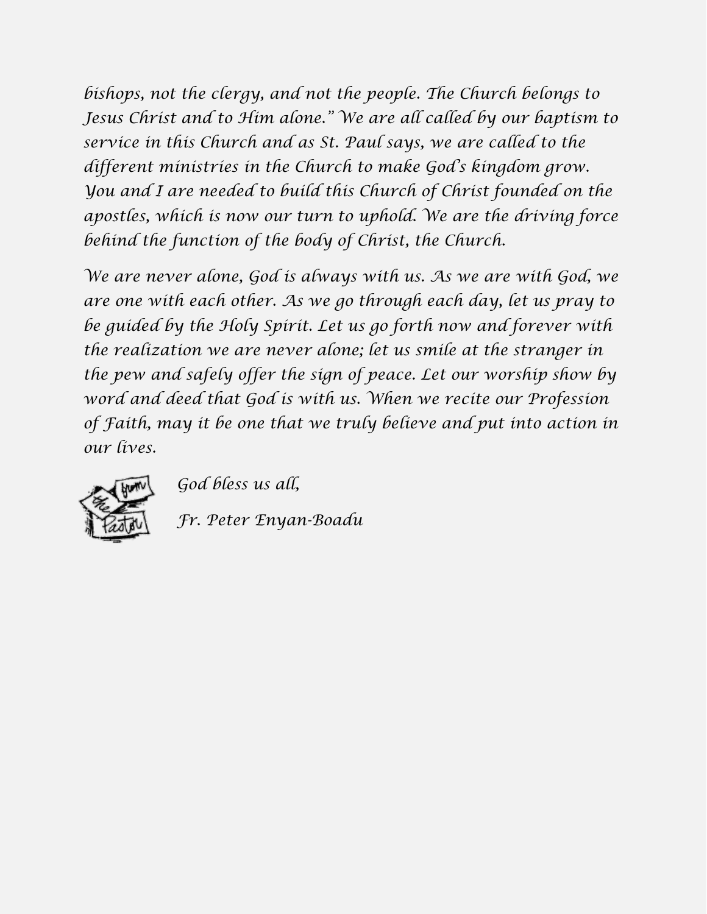*bishops, not the clergy, and not the people. The Church belongs to Jesus Christ and to Him alone." We are all called by our baptism to service in this Church and as St. Paul says, we are called to the different ministries in the Church to make God's kingdom grow. You and I are needed to build this Church of Christ founded on the apostles, which is now our turn to uphold. We are the driving force behind the function of the body of Christ, the Church.*

*We are never alone, God is always with us. As we are with God, we are one with each other. As we go through each day, let us pray to be guided by the Holy Spirit. Let us go forth now and forever with the realization we are never alone; let us smile at the stranger in the pew and safely offer the sign of peace. Let our worship show by word and deed that God is with us. When we recite our Profession of Faith, may it be one that we truly believe and put into action in our lives.*

*God bless us all,*

*Fr. Peter Enyan-Boadu*